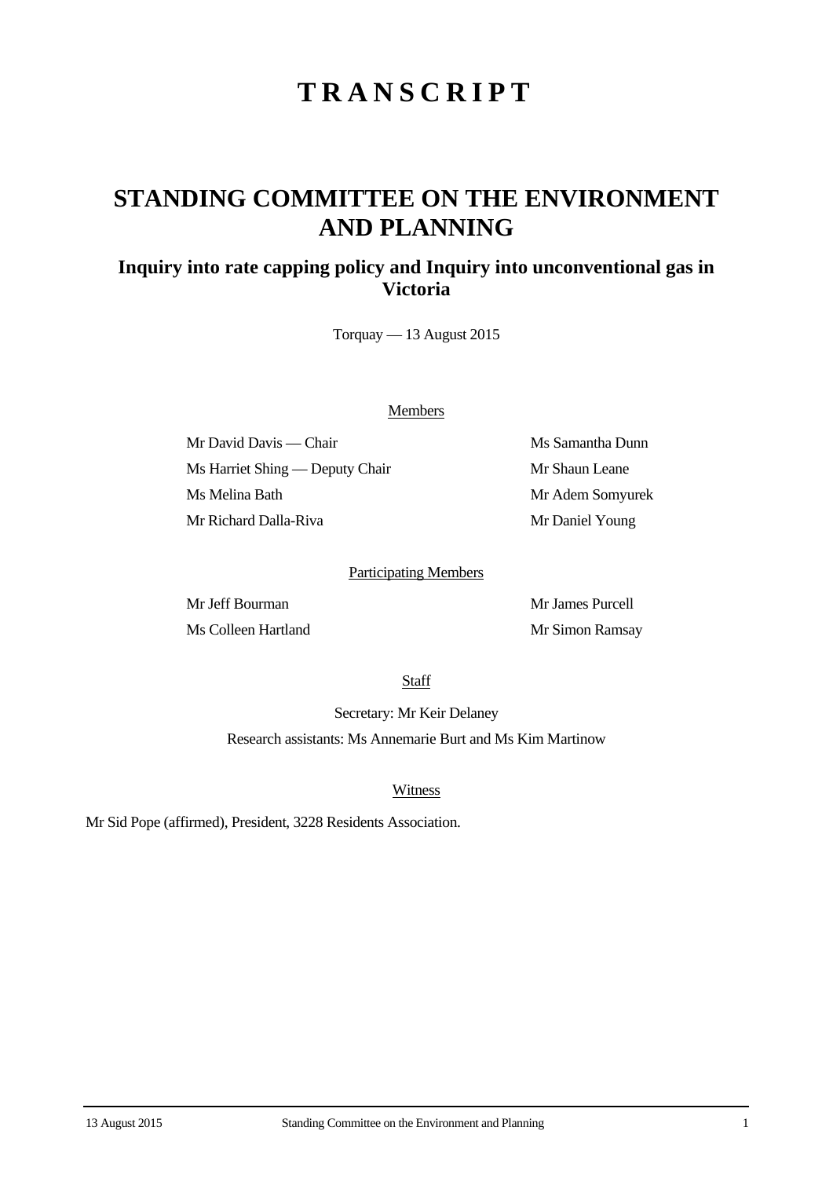# TRANSCRIPT

## STANDING COMMITTEE ON THE ENVIRONMENT AND PLANNING

### Inquiry into rate capping policy and Inquiry into unconventional gas in Victoria

Torquay — 13 August 2015

Members

Mr David Davis — Chair

Ms Harriet Shing — Deputy Chair

Ms Melina Bath

Mr Richard Dalla-Riva

Ms Samantha Dunn

Mr Shaun Leane

Mr Adem Somyurek

Mr Daniel Young

Participating Members

Mr Jeff Bourman

Ms Colleen Hartland

Mr James Purcell

Mr Simon Ramsay

Staff

Secretary: Mr Keir Delaney

Research assistants: Ms Annemarie Burt and Ms Kim Martinow

Witness

Mr Sid Pope (affirmed), President, 3228 Residents Association.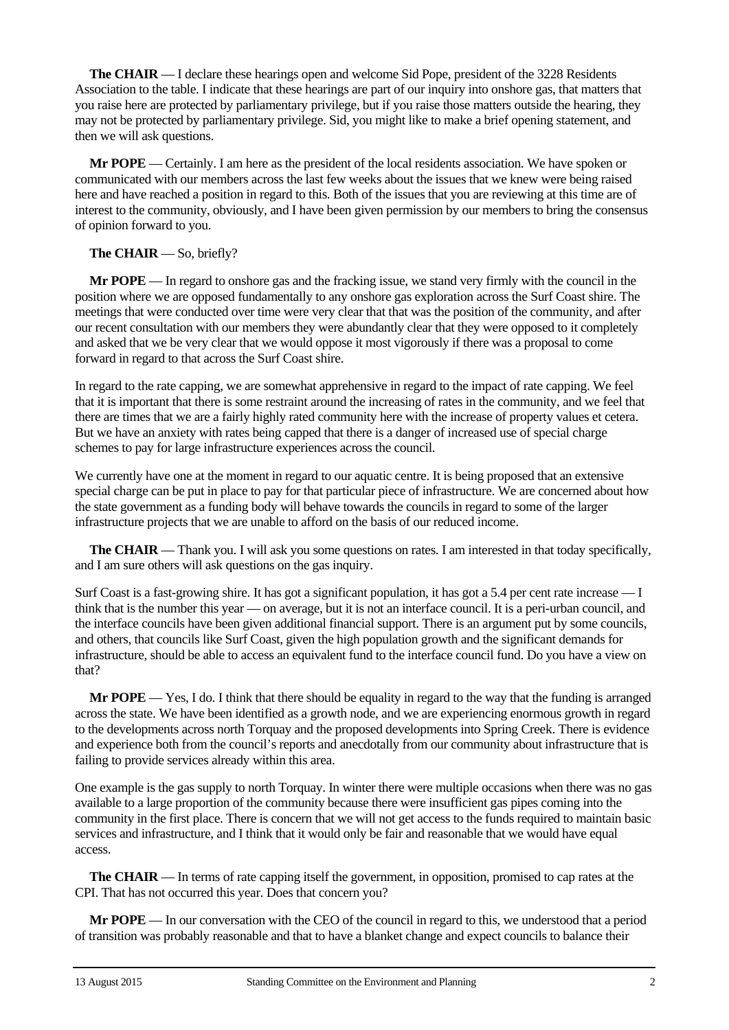**The CHAIR** — I declare these hearings open and welcome Sid Pope, president of the 3228 Residents Association to the table. I indicate that these hearings are part of our inquiry into onshore gas, that matters that you raise here are protected by parliamentary privilege, but if you raise those matters outside the hearing, they may not be protected by parliamentary privilege. Sid, you might like to make a brief opening statement, and then we will ask questions.

**Mr POPE** — Certainly. I am here as the president of the local residents association. We have spoken or communicated with our members across the last few weeks about the issues that we knew were being raised here and have reached a position in regard to this. Both of the issues that you are reviewing at this time are of interest to the community, obviously, and I have been given permission by our members to bring the consensus of opinion forward to you.

**The CHAIR** — So, briefly?

**Mr POPE** — In regard to onshore gas and the fracking issue, we stand very firmly with the council in the position where we are opposed fundamentally to any onshore gas exploration across the Surf Coast shire. The meetings that were conducted over time were very clear that that was the position of the community, and after our recent consultation with our members they were abundantly clear that they were opposed to it completely and asked that we be very clear that we would oppose it most vigorously if there was a proposal to come forward in regard to that across the Surf Coast shire.

In regard to the rate capping, we are somewhat apprehensive in regard to the impact of rate capping. We feel that it is important that there is some restraint around the increasing of rates in the community, and we feel that there are times that we are a fairly highly rated community here with the increase of property values et cetera. But we have an anxiety with rates being capped that there is a danger of increased use of special charge schemes to pay for large infrastructure experiences across the council.

We currently have one at the moment in regard to our aquatic centre. It is being proposed that an extensive special charge can be put in place to pay for that particular piece of infrastructure. We are concerned about how the state government as a funding body will behave towards the councils in regard to some of the larger infrastructure projects that we are unable to afford on the basis of our reduced income.

**The CHAIR** — Thank you. I will ask you some questions on rates. I am interested in that today specifically, and I am sure others will ask questions on the gas inquiry.

Surf Coast is a fast-growing shire. It has got a significant population, it has got a 5.4 per cent rate increase — I think that is the number this year — on average, but it is not an interface council. It is a peri-urban council, and the interface councils have been given additional financial support. There is an argument put by some councils, and others, that councils like Surf Coast, given the high population growth and the significant demands for infrastructure, should be able to access an equivalent fund to the interface council fund. Do you have a view on that?

**Mr POPE** — Yes, I do. I think that there should be equality in regard to the way that the funding is arranged across the state. We have been identified as a growth node, and we are experiencing enormous growth in regard to the developments across north Torquay and the proposed developments into Spring Creek. There is evidence and experience both from the council's reports and anecdotally from our community about infrastructure that is failing to provide services already within this area.

One example is the gas supply to north Torquay. In winter there were multiple occasions when there was no gas available to a large proportion of the community because there were insufficient gas pipes coming into the community in the first place. There is concern that we will not get access to the funds required to maintain basic services and infrastructure, and I think that it would only be fair and reasonable that we would have equal access.

**The CHAIR** — In terms of rate capping itself the government, in opposition, promised to cap rates at the CPI. That has not occurred this year. Does that concern you?

**Mr POPE** — In our conversation with the CEO of the council in regard to this, we understood that a period of transition was probably reasonable and that to have a blanket change and expect councils to balance their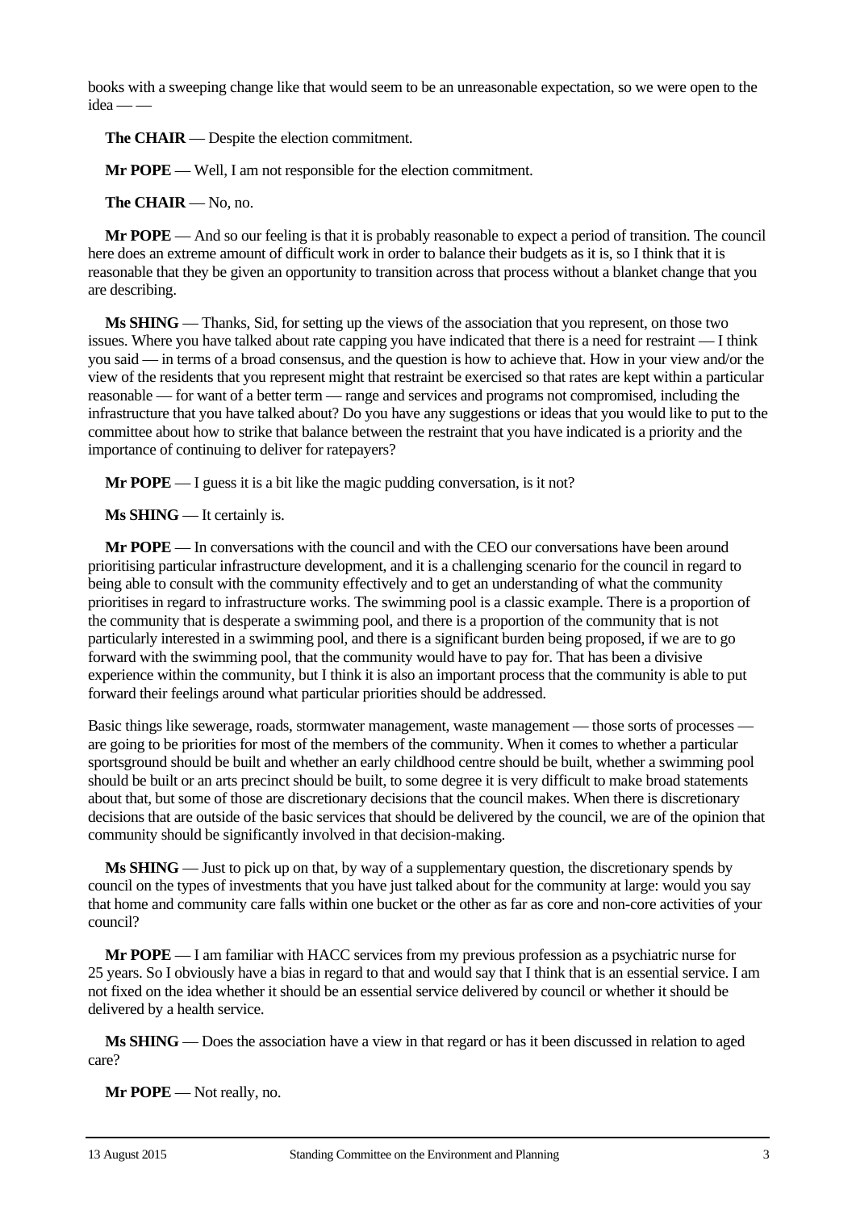books with a sweeping change like that would seem to be an unreasonable expectation, so we were open to the idea — —

**The CHAIR** — Despite the election commitment.

**Mr POPE** — Well, I am not responsible for the election commitment.

**The CHAIR** — No, no.

**Mr POPE** — And so our feeling is that it is probably reasonable to expect a period of transition. The council here does an extreme amount of difficult work in order to balance their budgets as it is, so I think that it is reasonable that they be given an opportunity to transition across that process without a blanket change that you are describing.

**Ms SHING** — Thanks, Sid, for setting up the views of the association that you represent, on those two issues. Where you have talked about rate capping you have indicated that there is a need for restraint — I think you said — in terms of a broad consensus, and the question is how to achieve that. How in your view and/or the view of the residents that you represent might that restraint be exercised so that rates are kept within a particular reasonable — for want of a better term — range and services and programs not compromised, including the infrastructure that you have talked about? Do you have any suggestions or ideas that you would like to put to the committee about how to strike that balance between the restraint that you have indicated is a priority and the importance of continuing to deliver for ratepayers?

**Mr POPE** — I guess it is a bit like the magic pudding conversation, is it not?

**Ms SHING** — It certainly is.

**Mr POPE** — In conversations with the council and with the CEO our conversations have been around prioritising particular infrastructure development, and it is a challenging scenario for the council in regard to being able to consult with the community effectively and to get an understanding of what the community prioritises in regard to infrastructure works. The swimming pool is a classic example. There is a proportion of the community that is desperate a swimming pool, and there is a proportion of the community that is not particularly interested in a swimming pool, and there is a significant burden being proposed, if we are to go forward with the swimming pool, that the community would have to pay for. That has been a divisive experience within the community, but I think it is also an important process that the community is able to put forward their feelings around what particular priorities should be addressed.

Basic things like sewerage, roads, stormwater management, waste management — those sorts of processes — are going to be priorities for most of the members of the community. When it comes to whether a particular sportsground should be built and whether an early childhood centre should be built, whether a swimming pool should be built or an arts precinct should be built, to some degree it is very difficult to make broad statements about that, but some of those are discretionary decisions that the council makes. When there is discretionary decisions that are outside of the basic services that should be delivered by the council, we are of the opinion that community should be significantly involved in that decision-making.

**Ms SHING** — Just to pick up on that, by way of a supplementary question, the discretionary spends by council on the types of investments that you have just talked about for the community at large: would you say that home and community care falls within one bucket or the other as far as core and non-core activities of your council?

**Mr POPE** — I am familiar with HACC services from my previous profession as a psychiatric nurse for 25 years. So I obviously have a bias in regard to that and would say that I think that is an essential service. I am not fixed on the idea whether it should be an essential service delivered by council or whether it should be delivered by a health service.

**Ms SHING** — Does the association have a view in that regard or has it been discussed in relation to aged care?

**Mr POPE** — Not really, no.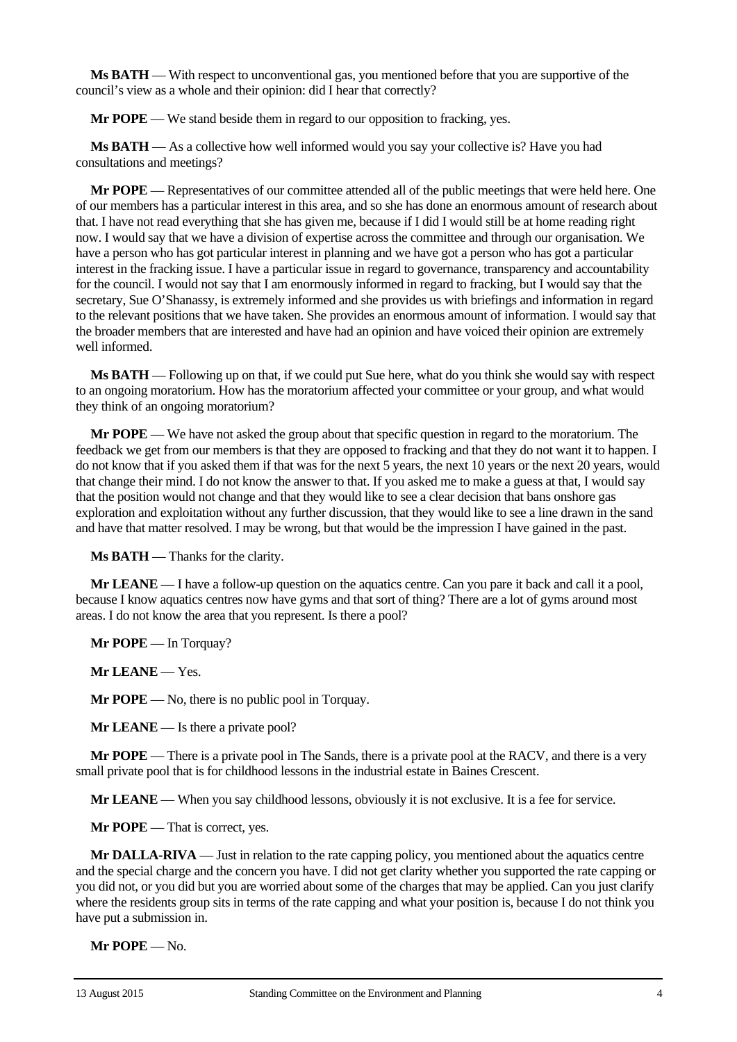**Ms BATH** — With respect to unconventional gas, you mentioned before that you are supportive of the council's view as a whole and their opinion: did I hear that correctly?

**Mr POPE** — We stand beside them in regard to our opposition to fracking, yes.

**Ms BATH** — As a collective how well informed would you say your collective is? Have you had consultations and meetings?

**Mr POPE** — Representatives of our committee attended all of the public meetings that were held here. One of our members has a particular interest in this area, and so she has done an enormous amount of research about that. I have not read everything that she has given me, because if I did I would still be at home reading right now. I would say that we have a division of expertise across the committee and through our organisation. We have a person who has got particular interest in planning and we have got a person who has got a particular interest in the fracking issue. I have a particular issue in regard to governance, transparency and accountability for the council. I would not say that I am enormously informed in regard to fracking, but I would say that the secretary, Sue O'Shanassy, is extremely informed and she provides us with briefings and information in regard to the relevant positions that we have taken. She provides an enormous amount of information. I would say that the broader members that are interested and have had an opinion and have voiced their opinion are extremely well informed.

**Ms BATH** — Following up on that, if we could put Sue here, what do you think she would say with respect to an ongoing moratorium. How has the moratorium affected your committee or your group, and what would they think of an ongoing moratorium?

**Mr POPE** — We have not asked the group about that specific question in regard to the moratorium. The feedback we get from our members is that they are opposed to fracking and that they do not want it to happen. I do not know that if you asked them if that was for the next 5 years, the next 10 years or the next 20 years, would that change their mind. I do not know the answer to that. If you asked me to make a guess at that, I would say that the position would not change and that they would like to see a clear decision that bans onshore gas exploration and exploitation without any further discussion, that they would like to see a line drawn in the sand and have that matter resolved. I may be wrong, but that would be the impression I have gained in the past.

**Ms BATH** — Thanks for the clarity.

**Mr LEANE** — I have a follow-up question on the aquatics centre. Can you pare it back and call it a pool, because I know aquatics centres now have gyms and that sort of thing? There are a lot of gyms around most areas. I do not know the area that you represent. Is there a pool?

**Mr POPE** — In Torquay?

**Mr LEANE** — Yes.

**Mr POPE** — No, there is no public pool in Torquay.

**Mr LEANE** — Is there a private pool?

**Mr POPE** — There is a private pool in The Sands, there is a private pool at the RACV, and there is a very small private pool that is for childhood lessons in the industrial estate in Baines Crescent.

**Mr LEANE** — When you say childhood lessons, obviously it is not exclusive. It is a fee for service.

**Mr POPE** — That is correct, yes.

**Mr DALLA-RIVA** — Just in relation to the rate capping policy, you mentioned about the aquatics centre and the special charge and the concern you have. I did not get clarity whether you supported the rate capping or you did not, or you did but you are worried about some of the charges that may be applied. Can you just clarify where the residents group sits in terms of the rate capping and what your position is, because I do not think you have put a submission in.

**Mr POPE** — No.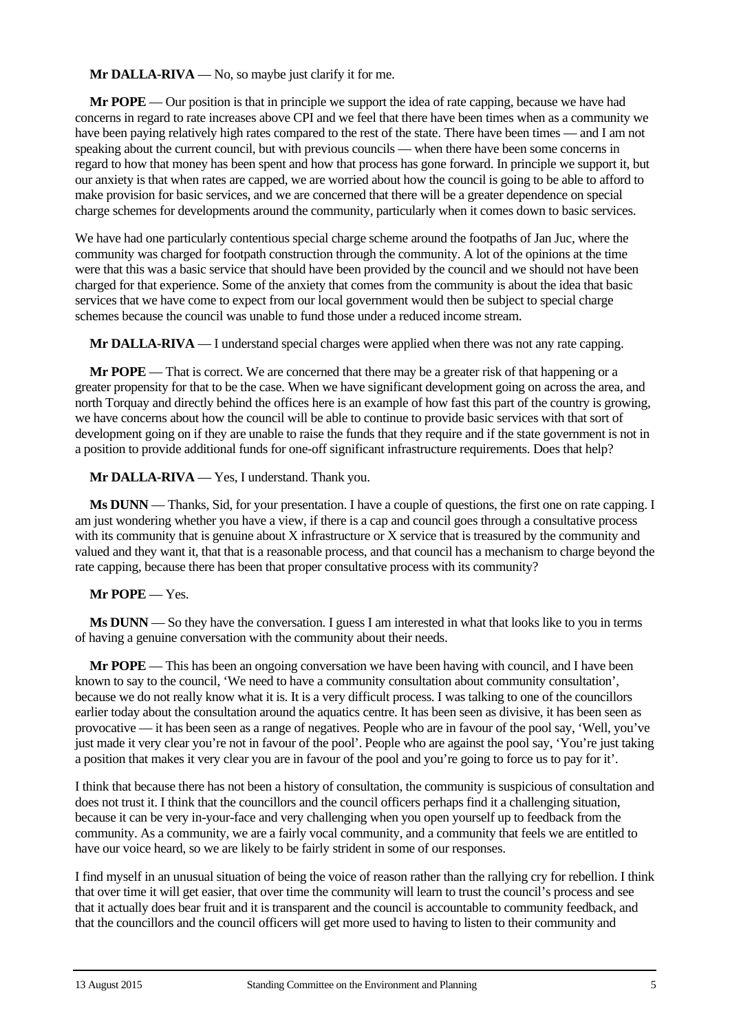**Mr DALLA-RIVA** — No, so maybe just clarify it for me.

**Mr POPE** — Our position is that in principle we support the idea of rate capping, because we have had concerns in regard to rate increases above CPI and we feel that there have been times when as a community we have been paying relatively high rates compared to the rest of the state. There have been times — and I am not speaking about the current council, but with previous councils — when there have been some concerns in regard to how that money has been spent and how that process has gone forward. In principle we support it, but our anxiety is that when rates are capped, we are worried about how the council is going to be able to afford to make provision for basic services, and we are concerned that there will be a greater dependence on special charge schemes for developments around the community, particularly when it comes down to basic services.

We have had one particularly contentious special charge scheme around the footpaths of Jan Juc, where the community was charged for footpath construction through the community. A lot of the opinions at the time were that this was a basic service that should have been provided by the council and we should not have been charged for that experience. Some of the anxiety that comes from the community is about the idea that basic services that we have come to expect from our local government would then be subject to special charge schemes because the council was unable to fund those under a reduced income stream.

**Mr DALLA-RIVA** — I understand special charges were applied when there was not any rate capping.

**Mr POPE** — That is correct. We are concerned that there may be a greater risk of that happening or a greater propensity for that to be the case. When we have significant development going on across the area, and north Torquay and directly behind the offices here is an example of how fast this part of the country is growing, we have concerns about how the council will be able to continue to provide basic services with that sort of development going on if they are unable to raise the funds that they require and if the state government is not in a position to provide additional funds for one-off significant infrastructure requirements. Does that help?

**Mr DALLA-RIVA** — Yes, I understand. Thank you.

**Ms DUNN** — Thanks, Sid, for your presentation. I have a couple of questions, the first one on rate capping. I am just wondering whether you have a view, if there is a cap and council goes through a consultative process with its community that is genuine about X infrastructure or X service that is treasured by the community and valued and they want it, that that is a reasonable process, and that council has a mechanism to charge beyond the rate capping, because there has been that proper consultative process with its community?

**Mr POPE** — Yes.

**Ms DUNN** — So they have the conversation. I guess I am interested in what that looks like to you in terms of having a genuine conversation with the community about their needs.

**Mr POPE** — This has been an ongoing conversation we have been having with council, and I have been known to say to the council, 'We need to have a community consultation about community consultation', because we do not really know what it is. It is a very difficult process. I was talking to one of the councillors earlier today about the consultation around the aquatics centre. It has been seen as divisive, it has been seen as provocative — it has been seen as a range of negatives. People who are in favour of the pool say, 'Well, you've just made it very clear you're not in favour of the pool'. People who are against the pool say, 'You're just taking a position that makes it very clear you are in favour of the pool and you're going to force us to pay for it'.

I think that because there has not been a history of consultation, the community is suspicious of consultation and does not trust it. I think that the councillors and the council officers perhaps find it a challenging situation, because it can be very in-your-face and very challenging when you open yourself up to feedback from the community. As a community, we are a fairly vocal community, and a community that feels we are entitled to have our voice heard, so we are likely to be fairly strident in some of our responses.

I find myself in an unusual situation of being the voice of reason rather than the rallying cry for rebellion. I think that over time it will get easier, that over time the community will learn to trust the council's process and see that it actually does bear fruit and it is transparent and the council is accountable to community feedback, and that the councillors and the council officers will get more used to having to listen to their community and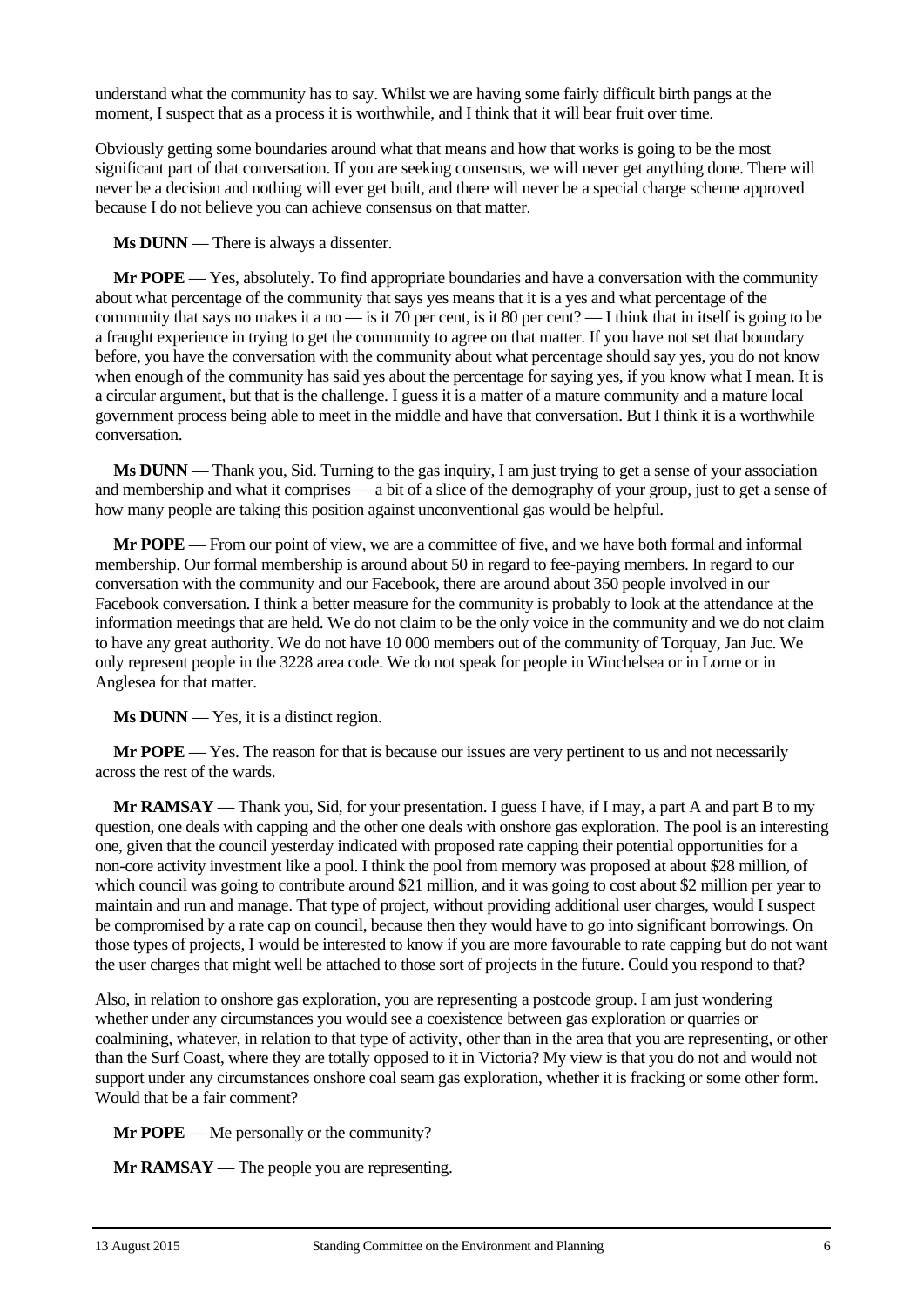understand what the community has to say. Whilst we are having some fairly difficult birth pangs at the moment, I suspect that as a process it is worthwhile, and I think that it will bear fruit over time.

Obviously getting some boundaries around what that means and how that works is going to be the most significant part of that conversation. If you are seeking consensus, we will never get anything done. There will never be a decision and nothing will ever get built, and there will never be a special charge scheme approved because I do not believe you can achieve consensus on that matter.

**Ms DUNN** — There is always a dissenter.

**Mr POPE** — Yes, absolutely. To find appropriate boundaries and have a conversation with the community about what percentage of the community that says yes means that it is a yes and what percentage of the community that says no makes it a no — is it 70 per cent, is it 80 per cent? — I think that in itself is going to be a fraught experience in trying to get the community to agree on that matter. If you have not set that boundary before, you have the conversation with the community about what percentage should say yes, you do not know when enough of the community has said yes about the percentage for saying yes, if you know what I mean. It is a circular argument, but that is the challenge. I guess it is a matter of a mature community and a mature local government process being able to meet in the middle and have that conversation. But I think it is a worthwhile conversation.

**Ms DUNN** — Thank you, Sid. Turning to the gas inquiry, I am just trying to get a sense of your association and membership and what it comprises — a bit of a slice of the demography of your group, just to get a sense of how many people are taking this position against unconventional gas would be helpful.

**Mr POPE** — From our point of view, we are a committee of five, and we have both formal and informal membership. Our formal membership is around about 50 in regard to fee-paying members. In regard to our conversation with the community and our Facebook, there are around about 350 people involved in our Facebook conversation. I think a better measure for the community is probably to look at the attendance at the information meetings that are held. We do not claim to be the only voice in the community and we do not claim to have any great authority. We do not have 10 000 members out of the community of Torquay, Jan Juc. We only represent people in the 3228 area code. We do not speak for people in Winchelsea or in Lorne or in Anglesea for that matter.

**Ms DUNN** — Yes, it is a distinct region.

**Mr POPE** — Yes. The reason for that is because our issues are very pertinent to us and not necessarily across the rest of the wards.

**Mr RAMSAY** — Thank you, Sid, for your presentation. I guess I have, if I may, a part A and part B to my question, one deals with capping and the other one deals with onshore gas exploration. The pool is an interesting one, given that the council yesterday indicated with proposed rate capping their potential opportunities for a non-core activity investment like a pool. I think the pool from memory was proposed at about $28 million, of which council was going to contribute around $21 million, and it was going to cost about $2 million per year to maintain and run and manage. That type of project, without providing additional user charges, would I suspect be compromised by a rate cap on council, because then they would have to go into significant borrowings. On those types of projects, I would be interested to know if you are more favourable to rate capping but do not want the user charges that might well be attached to those sort of projects in the future. Could you respond to that?

Also, in relation to onshore gas exploration, you are representing a postcode group. I am just wondering whether under any circumstances you would see a coexistence between gas exploration or quarries or coalmining, whatever, in relation to that type of activity, other than in the area that you are representing, or other than the Surf Coast, where they are totally opposed to it in Victoria? My view is that you do not and would not support under any circumstances onshore coal seam gas exploration, whether it is fracking or some other form. Would that be a fair comment?

**Mr POPE** — Me personally or the community?

**Mr RAMSAY** — The people you are representing.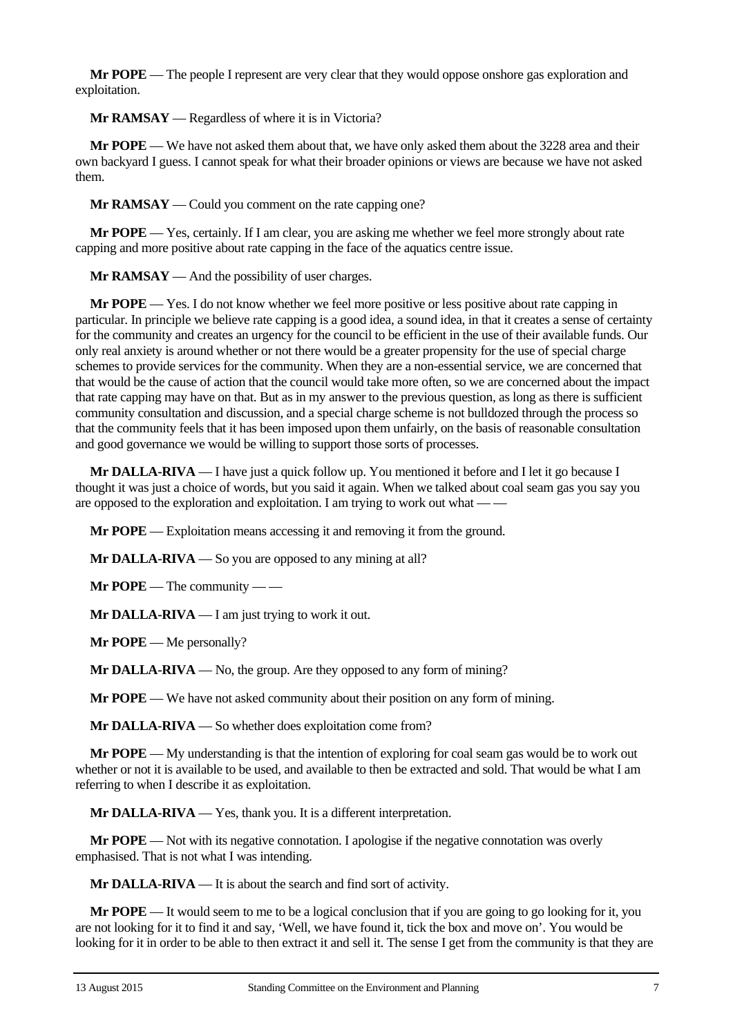**Mr POPE** — The people I represent are very clear that they would oppose onshore gas exploration and exploitation.

**Mr RAMSAY** — Regardless of where it is in Victoria?

**Mr POPE** — We have not asked them about that, we have only asked them about the 3228 area and their own backyard I guess. I cannot speak for what their broader opinions or views are because we have not asked them.

**Mr RAMSAY** — Could you comment on the rate capping one?

**Mr POPE** — Yes, certainly. If I am clear, you are asking me whether we feel more strongly about rate capping and more positive about rate capping in the face of the aquatics centre issue.

**Mr RAMSAY** — And the possibility of user charges.

**Mr POPE** — Yes. I do not know whether we feel more positive or less positive about rate capping in particular. In principle we believe rate capping is a good idea, a sound idea, in that it creates a sense of certainty for the community and creates an urgency for the council to be efficient in the use of their available funds. Our only real anxiety is around whether or not there would be a greater propensity for the use of special charge schemes to provide services for the community. When they are a non-essential service, we are concerned that that would be the cause of action that the council would take more often, so we are concerned about the impact that rate capping may have on that. But as in my answer to the previous question, as long as there is sufficient community consultation and discussion, and a special charge scheme is not bulldozed through the process so that the community feels that it has been imposed upon them unfairly, on the basis of reasonable consultation and good governance we would be willing to support those sorts of processes.

**Mr DALLA-RIVA** — I have just a quick follow up. You mentioned it before and I let it go because I thought it was just a choice of words, but you said it again. When we talked about coal seam gas you say you are opposed to the exploration and exploitation. I am trying to work out what — —

**Mr POPE** — Exploitation means accessing it and removing it from the ground.

**Mr DALLA-RIVA** — So you are opposed to any mining at all?

**Mr POPE** — The community — —

**Mr DALLA-RIVA** — I am just trying to work it out.

**Mr POPE** — Me personally?

**Mr DALLA-RIVA** — No, the group. Are they opposed to any form of mining?

**Mr POPE** — We have not asked community about their position on any form of mining.

**Mr DALLA-RIVA** — So whether does exploitation come from?

**Mr POPE** — My understanding is that the intention of exploring for coal seam gas would be to work out whether or not it is available to be used, and available to then be extracted and sold. That would be what I am referring to when I describe it as exploitation.

**Mr DALLA-RIVA** — Yes, thank you. It is a different interpretation.

**Mr POPE** — Not with its negative connotation. I apologise if the negative connotation was overly emphasised. That is not what I was intending.

**Mr DALLA-RIVA** — It is about the search and find sort of activity.

**Mr POPE** — It would seem to me to be a logical conclusion that if you are going to go looking for it, you are not looking for it to find it and say, 'Well, we have found it, tick the box and move on'. You would be looking for it in order to be able to then extract it and sell it. The sense I get from the community is that they are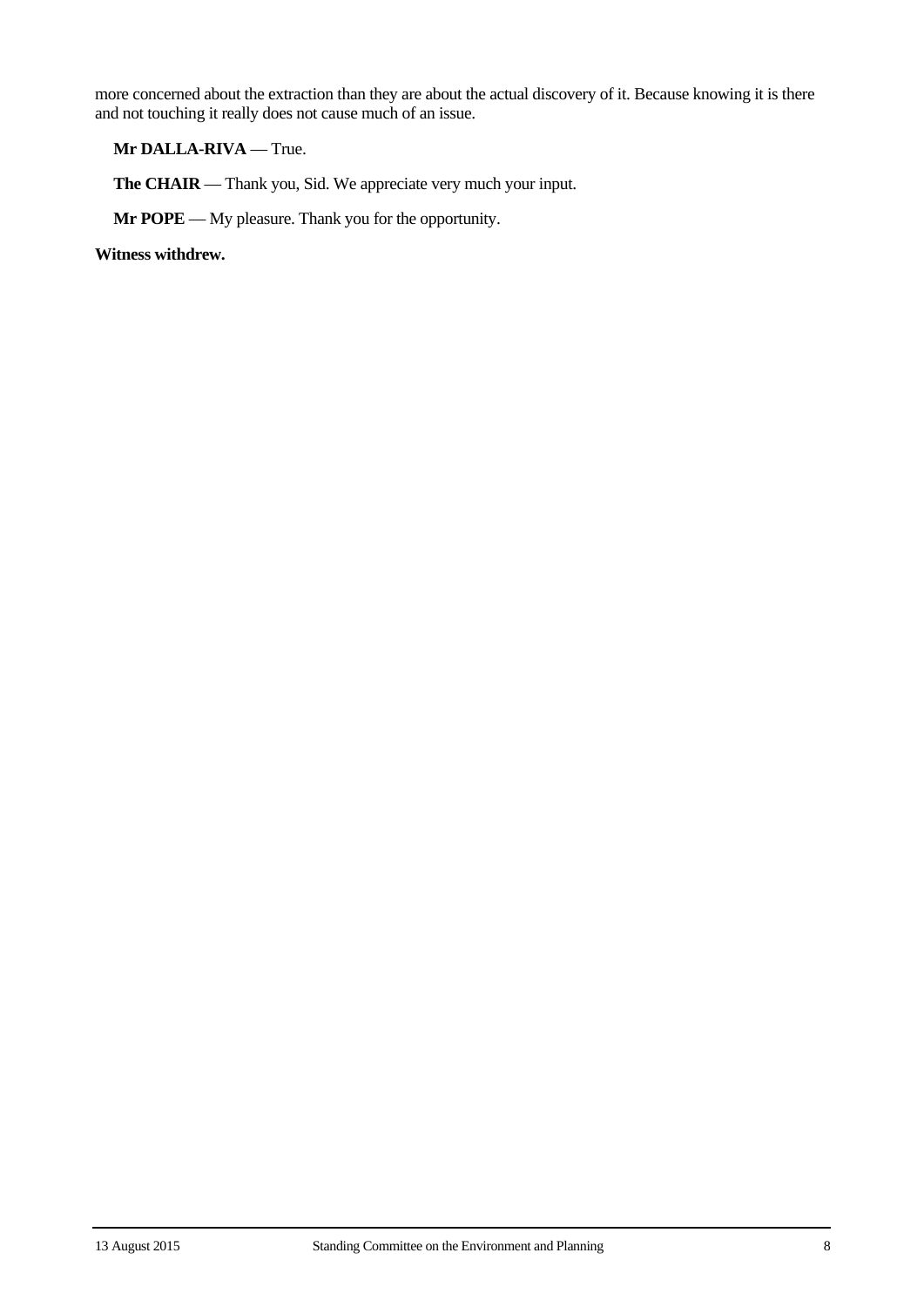more concerned about the extraction than they are about the actual discovery of it. Because knowing it is there and not touching it really does not cause much of an issue.

**Mr DALLA-RIVA** — True.

**The CHAIR** — Thank you, Sid. We appreciate very much your input.

**Mr POPE** — My pleasure. Thank you for the opportunity.

**Witness withdrew.**